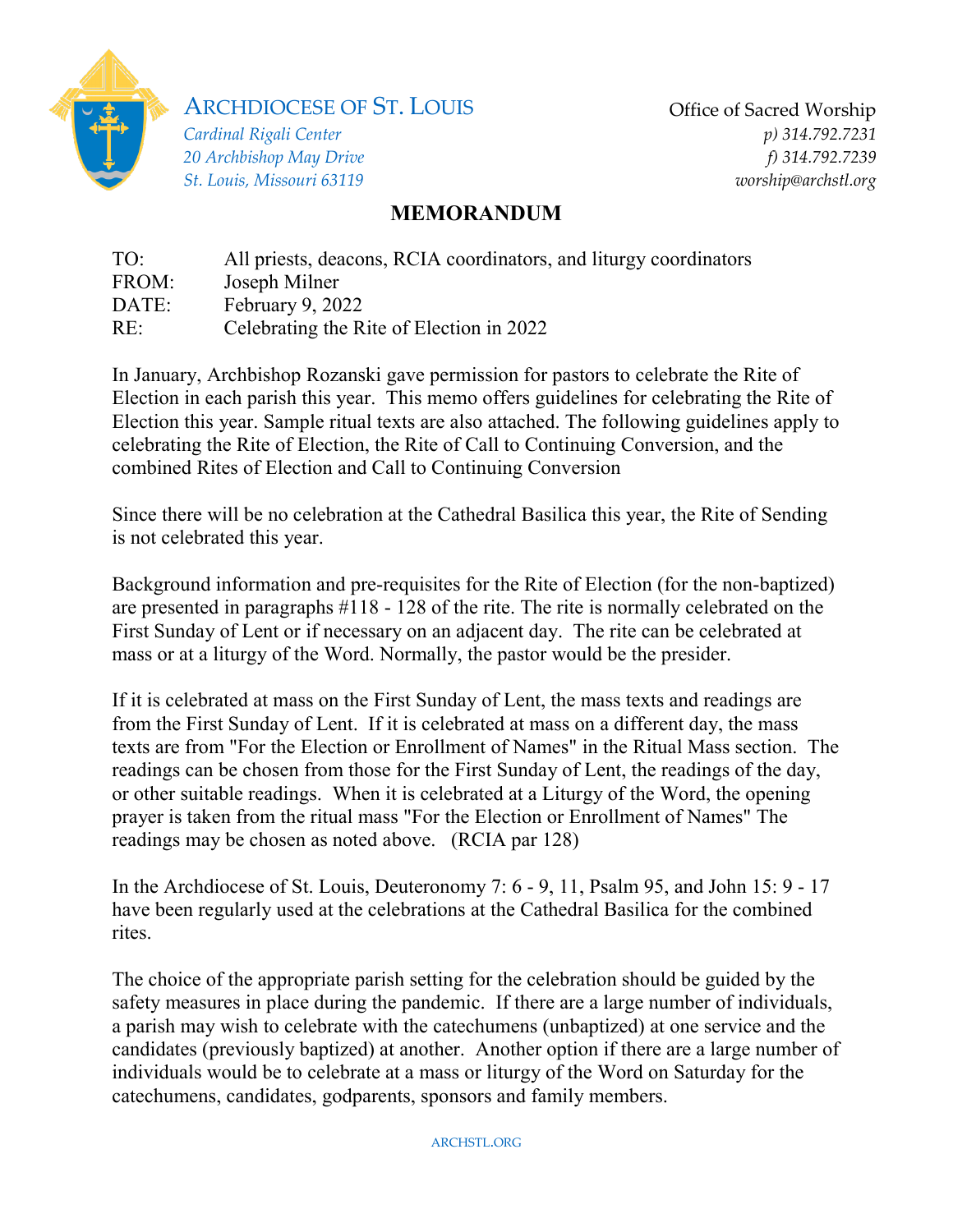ARCHDIOCESE OF ST. LOUIS

*Cardinal Rigali Center*
*20 Archbishop May Drive*
*St. Louis, Missouri 63119*

Office of Sacred Worship
*p) 314.792.7231*
*f) 314.792.7239*
*worship@archstl.org*

# MEMORANDUM

TO: All priests, deacons, RCIA coordinators, and liturgy coordinators
FROM: Joseph Milner
DATE: February 9, 2022
RE: Celebrating the Rite of Election in 2022

In January, Archbishop Rozanski gave permission for pastors to celebrate the Rite of Election in each parish this year. This memo offers guidelines for celebrating the Rite of Election this year. Sample ritual texts are also attached. The following guidelines apply to celebrating the Rite of Election, the Rite of Call to Continuing Conversion, and the combined Rites of Election and Call to Continuing Conversion

Since there will be no celebration at the Cathedral Basilica this year, the Rite of Sending is not celebrated this year.

Background information and pre-requisites for the Rite of Election (for the non-baptized) are presented in paragraphs #118 - 128 of the rite. The rite is normally celebrated on the First Sunday of Lent or if necessary on an adjacent day. The rite can be celebrated at mass or at a liturgy of the Word. Normally, the pastor would be the presider.

If it is celebrated at mass on the First Sunday of Lent, the mass texts and readings are from the First Sunday of Lent. If it is celebrated at mass on a different day, the mass texts are from "For the Election or Enrollment of Names" in the Ritual Mass section. The readings can be chosen from those for the First Sunday of Lent, the readings of the day, or other suitable readings. When it is celebrated at a Liturgy of the Word, the opening prayer is taken from the ritual mass "For the Election or Enrollment of Names" The readings may be chosen as noted above. (RCIA par 128)

In the Archdiocese of St. Louis, Deuteronomy 7: 6 - 9, 11, Psalm 95, and John 15: 9 - 17 have been regularly used at the celebrations at the Cathedral Basilica for the combined rites.

The choice of the appropriate parish setting for the celebration should be guided by the safety measures in place during the pandemic. If there are a large number of individuals, a parish may wish to celebrate with the catechumens (unbaptized) at one service and the candidates (previously baptized) at another. Another option if there are a large number of individuals would be to celebrate at a mass or liturgy of the Word on Saturday for the catechumens, candidates, godparents, sponsors and family members.

ARCHSTL.ORG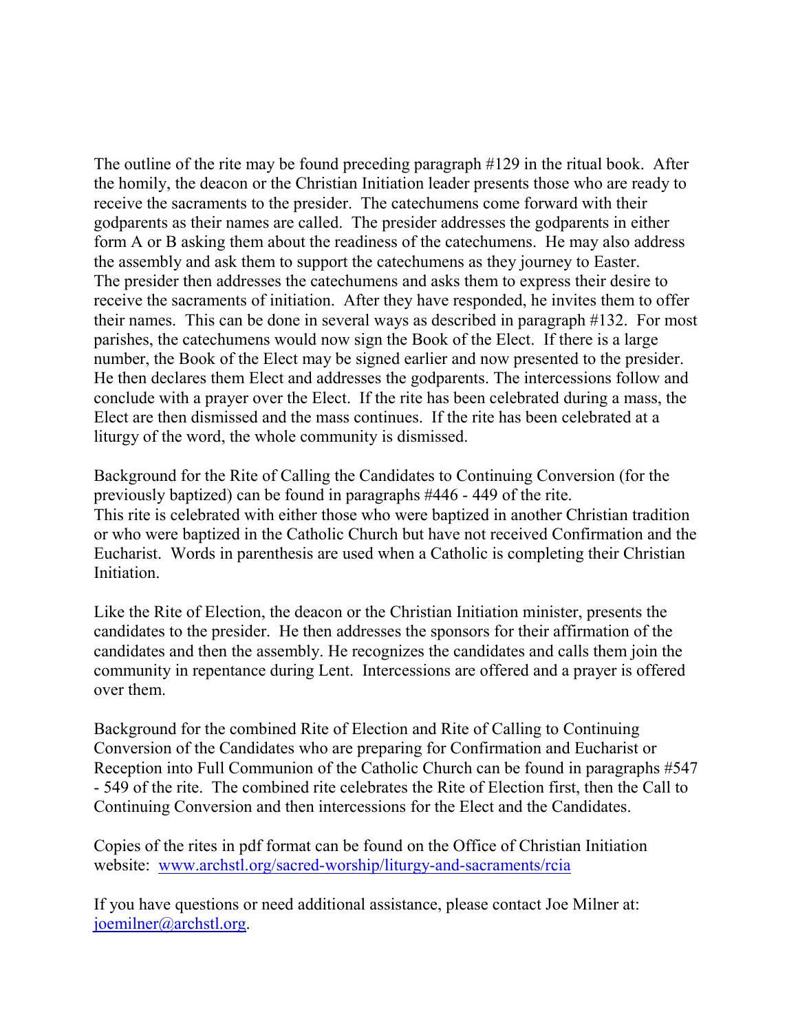The outline of the rite may be found preceding paragraph #129 in the ritual book. After the homily, the deacon or the Christian Initiation leader presents those who are ready to receive the sacraments to the presider. The catechumens come forward with their godparents as their names are called. The presider addresses the godparents in either form A or B asking them about the readiness of the catechumens. He may also address the assembly and ask them to support the catechumens as they journey to Easter. The presider then addresses the catechumens and asks them to express their desire to receive the sacraments of initiation. After they have responded, he invites them to offer their names. This can be done in several ways as described in paragraph #132. For most parishes, the catechumens would now sign the Book of the Elect. If there is a large number, the Book of the Elect may be signed earlier and now presented to the presider. He then declares them Elect and addresses the godparents. The intercessions follow and conclude with a prayer over the Elect. If the rite has been celebrated during a mass, the Elect are then dismissed and the mass continues. If the rite has been celebrated at a liturgy of the word, the whole community is dismissed.

Background for the Rite of Calling the Candidates to Continuing Conversion (for the previously baptized) can be found in paragraphs #446 - 449 of the rite. This rite is celebrated with either those who were baptized in another Christian tradition or who were baptized in the Catholic Church but have not received Confirmation and the Eucharist. Words in parenthesis are used when a Catholic is completing their Christian Initiation.

Like the Rite of Election, the deacon or the Christian Initiation minister, presents the candidates to the presider. He then addresses the sponsors for their affirmation of the candidates and then the assembly. He recognizes the candidates and calls them join the community in repentance during Lent. Intercessions are offered and a prayer is offered over them.

Background for the combined Rite of Election and Rite of Calling to Continuing Conversion of the Candidates who are preparing for Confirmation and Eucharist or Reception into Full Communion of the Catholic Church can be found in paragraphs #547 - 549 of the rite. The combined rite celebrates the Rite of Election first, then the Call to Continuing Conversion and then intercessions for the Elect and the Candidates.

Copies of the rites in pdf format can be found on the Office of Christian Initiation website: [www.archstl.org/sacred-worship/liturgy-and-sacraments/rcia](http://www.archstl.org/sacred-worship/liturgy-and-sacraments/rcia)

If you have questions or need additional assistance, please contact Joe Milner at: [joemilner@archstl.org](mailto:joemilner@archstl.org).